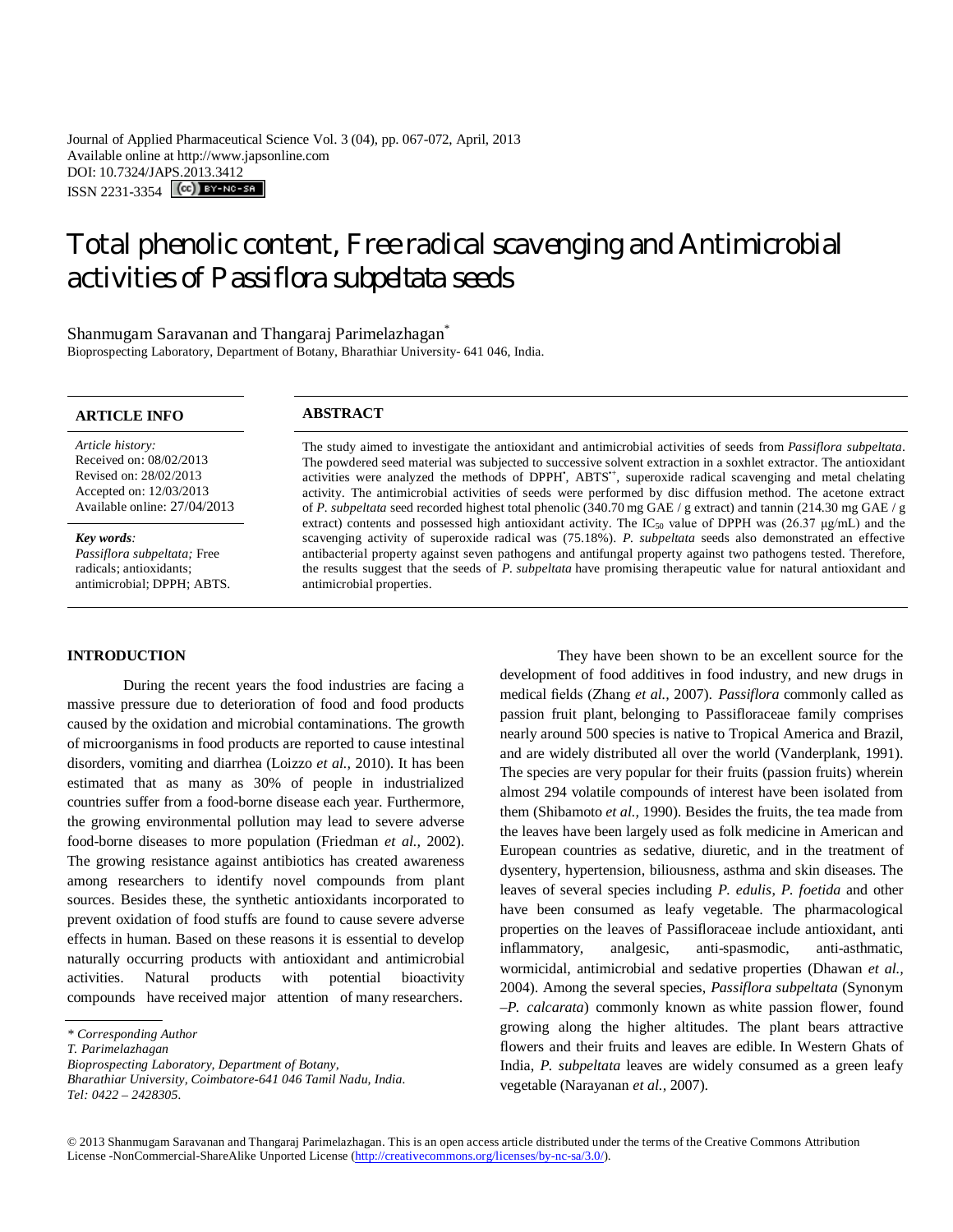Journal of Applied Pharmaceutical Science Vol. 3 (04), pp. 067-072, April, 2013
Available online at http://www.japsonline.com
DOI: 10.7324/JAPS.2013.3412
ISSN 2231-3354

# Total phenolic content, Free radical scavenging and Antimicrobial activities of *Passiflora subpeltata* seeds

Shanmugam Saravanan and Thangaraj Parimelazhagan*

Bioprospecting Laboratory, Department of Botany, Bharathiar University- 641 046, India.

## ARTICLE INFO

*Article history:*
Received on: 08/02/2013
Revised on: 28/02/2013
Accepted on: 12/03/2013
Available online: 27/04/2013

*Key words:*
*Passiflora subpeltata;* Free radicals; antioxidants; antimicrobial; DPPH; ABTS.

## ABSTRACT

The study aimed to investigate the antioxidant and antimicrobial activities of seeds from *Passiflora subpeltata*. The powdered seed material was subjected to successive solvent extraction in a soxhlet extractor. The antioxidant activities were analyzed the methods of DPPH$^{\bullet}$, ABTS$^{\bullet+}$, superoxide radical scavenging and metal chelating activity. The antimicrobial activities of seeds were performed by disc diffusion method. The acetone extract of *P. subpeltata* seed recorded highest total phenolic (340.70 mg GAE / g extract) and tannin (214.30 mg GAE / g extract) contents and possessed high antioxidant activity. The $IC_{50}$ value of DPPH was (26.37 µg/mL) and the scavenging activity of superoxide radical was (75.18%). *P. subpeltata* seeds also demonstrated an effective antibacterial property against seven pathogens and antifungal property against two pathogens tested. Therefore, the results suggest that the seeds of *P. subpeltata* have promising therapeutic value for natural antioxidant and antimicrobial properties.

## INTRODUCTION

During the recent years the food industries are facing a massive pressure due to deterioration of food and food products caused by the oxidation and microbial contaminations. The growth of microorganisms in food products are reported to cause intestinal disorders, vomiting and diarrhea (Loizzo *et al.,* 2010). It has been estimated that as many as 30% of people in industrialized countries suffer from a food-borne disease each year. Furthermore, the growing environmental pollution may lead to severe adverse food-borne diseases to more population (Friedman *et al.,* 2002). The growing resistance against antibiotics has created awareness among researchers to identify novel compounds from plant sources. Besides these, the synthetic antioxidants incorporated to prevent oxidation of food stuffs are found to cause severe adverse effects in human. Based on these reasons it is essential to develop naturally occurring products with antioxidant and antimicrobial activities. Natural products with potential bioactivity compounds have received major attention of many researchers.

They have been shown to be an excellent source for the development of food additives in food industry, and new drugs in medical fields (Zhang *et al.,* 2007). *Passiflora* commonly called as passion fruit plant, belonging to Passifloraceae family comprises nearly around 500 species is native to Tropical America and Brazil, and are widely distributed all over the world (Vanderplank, 1991). The species are very popular for their fruits (passion fruits) wherein almost 294 volatile compounds of interest have been isolated from them (Shibamoto *et al.,* 1990). Besides the fruits, the tea made from the leaves have been largely used as folk medicine in American and European countries as sedative, diuretic, and in the treatment of dysentery, hypertension, biliousness, asthma and skin diseases. The leaves of several species including *P. edulis*, *P. foetida* and other have been consumed as leafy vegetable. The pharmacological properties on the leaves of Passifloraceae include antioxidant, anti inflammatory, analgesic, anti-spasmodic, anti-asthmatic, wormicidal, antimicrobial and sedative properties (Dhawan *et al.,* 2004). Among the several species, *Passiflora subpeltata* (Synonym –*P. calcarata*) commonly known as white passion flower, found growing along the higher altitudes. The plant bears attractive flowers and their fruits and leaves are edible. In Western Ghats of India, *P. subpeltata* leaves are widely consumed as a green leafy vegetable (Narayanan *et al.,* 2007).

---

*\* Corresponding Author*
*T. Parimelazhagan*
*Bioprospecting Laboratory, Department of Botany,*
*Bharathiar University, Coimbatore-641 046 Tamil Nadu, India.*
*Tel: 0422 – 2428305.*

© 2013 Shanmugam Saravanan and Thangaraj Parimelazhagan. This is an open access article distributed under the terms of the Creative Commons Attribution License -NonCommercial-ShareAlike Unported License (http://creativecommons.org/licenses/by-nc-sa/3.0/).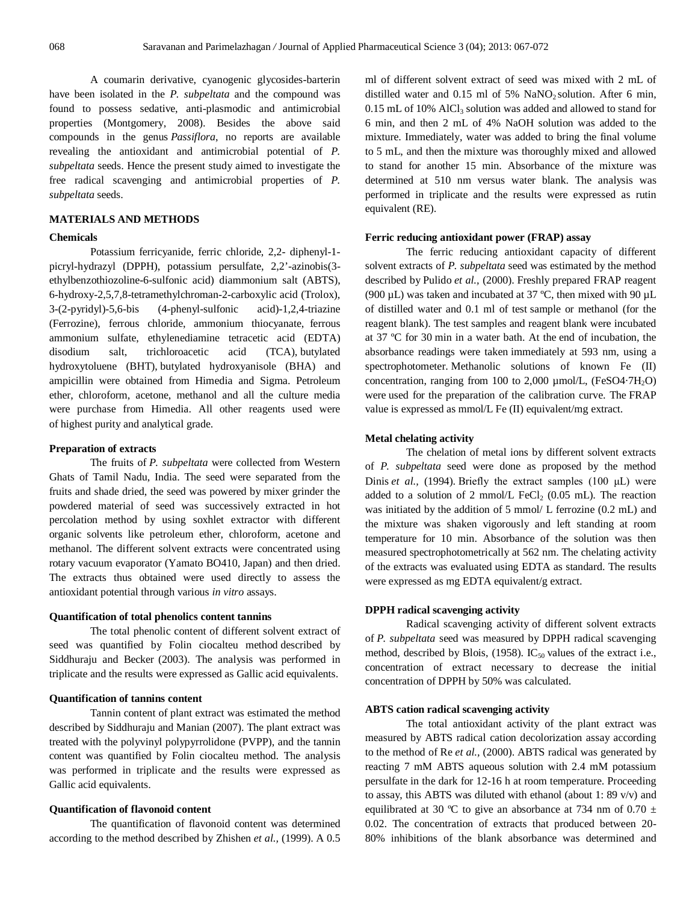A coumarin derivative, cyanogenic glycosides-barterin have been isolated in the *P. subpeltata* and the compound was found to possess sedative, anti-plasmodic and antimicrobial properties (Montgomery, 2008). Besides the above said compounds in the genus *Passiflora*, no reports are available revealing the antioxidant and antimicrobial potential of *P. subpeltata* seeds. Hence the present study aimed to investigate the free radical scavenging and antimicrobial properties of *P. subpeltata* seeds.

## MATERIALS AND METHODS

### Chemicals

Potassium ferricyanide, ferric chloride, 2,2- diphenyl-1-picryl-hydrazyl (DPPH), potassium persulfate, 2,2'-azinobis(3-ethylbenzothiozoline-6-sulfonic acid) diammonium salt (ABTS), 6-hydroxy-2,5,7,8-tetramethylchroman-2-carboxylic acid (Trolox), 3-(2-pyridyl)-5,6-bis (4-phenyl-sulfonic acid)-1,2,4-triazine (Ferrozine), ferrous chloride, ammonium thiocyanate, ferrous ammonium sulfate, ethylenediamine tetracetic acid (EDTA) disodium salt, trichloroacetic acid (TCA), butylated hydroxytoluene (BHT), butylated hydroxyanisole (BHA) and ampicillin were obtained from Himedia and Sigma. Petroleum ether, chloroform, acetone, methanol and all the culture media were purchase from Himedia. All other reagents used were of highest purity and analytical grade.

### Preparation of extracts

The fruits of *P. subpeltata* were collected from Western Ghats of Tamil Nadu, India. The seed were separated from the fruits and shade dried, the seed was powered by mixer grinder the powdered material of seed was successively extracted in hot percolation method by using soxhlet extractor with different organic solvents like petroleum ether, chloroform, acetone and methanol. The different solvent extracts were concentrated using rotary vacuum evaporator (Yamato BO410, Japan) and then dried. The extracts thus obtained were used directly to assess the antioxidant potential through various *in vitro* assays.

### Quantification of total phenolics content tannins

The total phenolic content of different solvent extract of seed was quantified by Folin ciocalteu method described by Siddhuraju and Becker (2003). The analysis was performed in triplicate and the results were expressed as Gallic acid equivalents.

### Quantification of tannins content

Tannin content of plant extract was estimated the method described by Siddhuraju and Manian (2007). The plant extract was treated with the polyvinyl polypyrrolidone (PVPP), and the tannin content was quantified by Folin ciocalteu method. The analysis was performed in triplicate and the results were expressed as Gallic acid equivalents.

### Quantification of flavonoid content

The quantification of flavonoid content was determined according to the method described by Zhishen *et al.,* (1999). A 0.5 ml of different solvent extract of seed was mixed with 2 mL of distilled water and 0.15 ml of 5% $NaNO_2$ solution. After 6 min, 0.15 mL of 10% $AlCl_3$ solution was added and allowed to stand for 6 min, and then 2 mL of 4% NaOH solution was added to the mixture. Immediately, water was added to bring the final volume to 5 mL, and then the mixture was thoroughly mixed and allowed to stand for another 15 min. Absorbance of the mixture was determined at 510 nm versus water blank. The analysis was performed in triplicate and the results were expressed as rutin equivalent (RE).

### Ferric reducing antioxidant power (FRAP) assay

The ferric reducing antioxidant capacity of different solvent extracts of *P. subpeltata* seed was estimated by the method described by Pulido *et al.,* (2000). Freshly prepared FRAP reagent (900 µL) was taken and incubated at 37 ºC, then mixed with 90 µL of distilled water and 0.1 ml of test sample or methanol (for the reagent blank). The test samples and reagent blank were incubated at 37 ºC for 30 min in a water bath. At the end of incubation, the absorbance readings were taken immediately at 593 nm, using a spectrophotometer. Methanolic solutions of known Fe (II) concentration, ranging from 100 to 2,000 µmol/L, ($FeSO4{\cdot}7H_2O$) were used for the preparation of the calibration curve. The FRAP value is expressed as mmol/L Fe (II) equivalent/mg extract.

### Metal chelating activity

The chelation of metal ions by different solvent extracts of *P. subpeltata* seed were done as proposed by the method Dinis *et al.,* (1994). Briefly the extract samples (100 µL) were added to a solution of 2 mmol/L $FeCl_2$ (0.05 mL). The reaction was initiated by the addition of 5 mmol/ L ferrozine (0.2 mL) and the mixture was shaken vigorously and left standing at room temperature for 10 min. Absorbance of the solution was then measured spectrophotometrically at 562 nm. The chelating activity of the extracts was evaluated using EDTA as standard. The results were expressed as mg EDTA equivalent/g extract.

### DPPH radical scavenging activity

Radical scavenging activity of different solvent extracts of *P. subpeltata* seed was measured by DPPH radical scavenging method, described by Blois, (1958). $IC_{50}$ values of the extract i.e., concentration of extract necessary to decrease the initial concentration of DPPH by 50% was calculated.

### ABTS cation radical scavenging activity

The total antioxidant activity of the plant extract was measured by ABTS radical cation decolorization assay according to the method of Re *et al.,* (2000). ABTS radical was generated by reacting 7 mM ABTS aqueous solution with 2.4 mM potassium persulfate in the dark for 12-16 h at room temperature. Proceeding to assay, this ABTS was diluted with ethanol (about 1: 89 v/v) and equilibrated at 30 ºC to give an absorbance at 734 nm of 0.70 ± 0.02. The concentration of extracts that produced between 20-80% inhibitions of the blank absorbance was determined and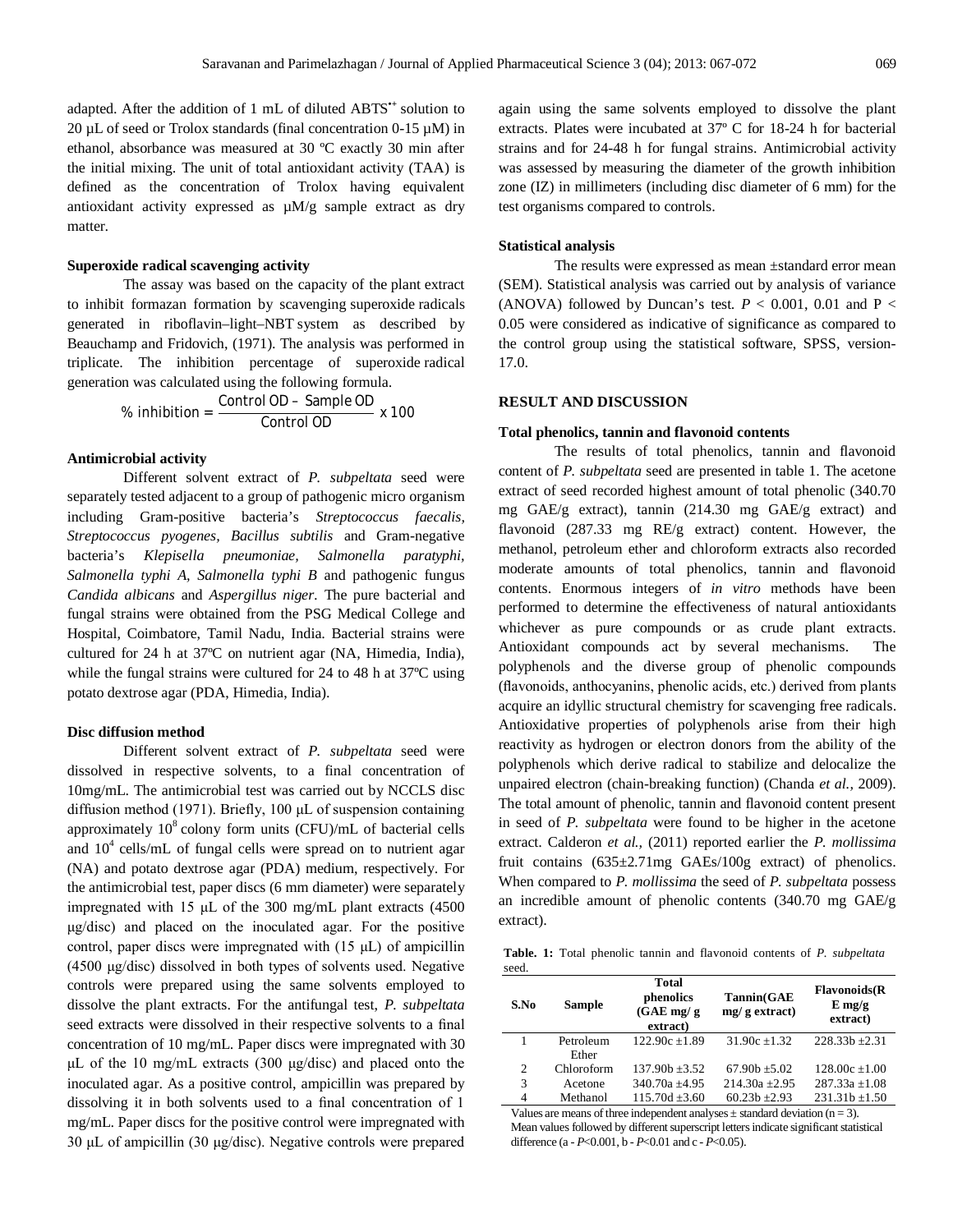adapted. After the addition of 1 mL of diluted ABTS$^{\bullet+}$ solution to 20 µL of seed or Trolox standards (final concentration 0-15 µM) in ethanol, absorbance was measured at 30 ºC exactly 30 min after the initial mixing. The unit of total antioxidant activity (TAA) is defined as the concentration of Trolox having equivalent antioxidant activity expressed as µM/g sample extract as dry matter.

**Superoxide radical scavenging activity**

The assay was based on the capacity of the plant extract to inhibit formazan formation by scavenging superoxide radicals generated in riboflavin–light–NBT system as described by Beauchamp and Fridovich, (1971). The analysis was performed in triplicate. The inhibition percentage of superoxide radical generation was calculated using the following formula.

$$\%\ \text{inhibition} = \frac{\text{Control OD} - \text{Sample OD}}{\text{Control OD}} \times 100$$

**Antimicrobial activity**

Different solvent extract of *P. subpeltata* seed were separately tested adjacent to a group of pathogenic micro organism including Gram-positive bacteria's *Streptococcus faecalis, Streptococcus pyogenes, Bacillus subtilis* and Gram-negative bacteria's *Klepisella pneumoniae, Salmonella paratyphi, Salmonella typhi A, Salmonella typhi B* and pathogenic fungus *Candida albicans* and *Aspergillus niger*. The pure bacterial and fungal strains were obtained from the PSG Medical College and Hospital, Coimbatore, Tamil Nadu, India. Bacterial strains were cultured for 24 h at 37ºC on nutrient agar (NA, Himedia, India), while the fungal strains were cultured for 24 to 48 h at 37ºC using potato dextrose agar (PDA, Himedia, India).

**Disc diffusion method**

Different solvent extract of *P. subpeltata* seed were dissolved in respective solvents, to a final concentration of 10mg/mL. The antimicrobial test was carried out by NCCLS disc diffusion method (1971). Briefly, 100 µL of suspension containing approximately $10^8$ colony form units (CFU)/mL of bacterial cells and $10^4$ cells/mL of fungal cells were spread on to nutrient agar (NA) and potato dextrose agar (PDA) medium, respectively. For the antimicrobial test, paper discs (6 mm diameter) were separately impregnated with 15 µL of the 300 mg/mL plant extracts (4500 µg/disc) and placed on the inoculated agar. For the positive control, paper discs were impregnated with (15 µL) of ampicillin (4500 µg/disc) dissolved in both types of solvents used. Negative controls were prepared using the same solvents employed to dissolve the plant extracts. For the antifungal test, *P. subpeltata* seed extracts were dissolved in their respective solvents to a final concentration of 10 mg/mL. Paper discs were impregnated with 30 µL of the 10 mg/mL extracts (300 µg/disc) and placed onto the inoculated agar. As a positive control, ampicillin was prepared by dissolving it in both solvents used to a final concentration of 1 mg/mL. Paper discs for the positive control were impregnated with 30 µL of ampicillin (30 µg/disc). Negative controls were prepared again using the same solvents employed to dissolve the plant extracts. Plates were incubated at 37º C for 18-24 h for bacterial strains and for 24-48 h for fungal strains. Antimicrobial activity was assessed by measuring the diameter of the growth inhibition zone (IZ) in millimeters (including disc diameter of 6 mm) for the test organisms compared to controls.

**Statistical analysis**

The results were expressed as mean ±standard error mean (SEM). Statistical analysis was carried out by analysis of variance (ANOVA) followed by Duncan's test. $P < 0.001$, 0.01 and $P < 0.05$ were considered as indicative of significance as compared to the control group using the statistical software, SPSS, version-17.0.

**RESULT AND DISCUSSION**

**Total phenolics, tannin and flavonoid contents**

The results of total phenolics, tannin and flavonoid content of *P. subpeltata* seed are presented in table 1. The acetone extract of seed recorded highest amount of total phenolic (340.70 mg GAE/g extract), tannin (214.30 mg GAE/g extract) and flavonoid (287.33 mg RE/g extract) content. However, the methanol, petroleum ether and chloroform extracts also recorded moderate amounts of total phenolics, tannin and flavonoid contents. Enormous integers of *in vitro* methods have been performed to determine the effectiveness of natural antioxidants whichever as pure compounds or as crude plant extracts. Antioxidant compounds act by several mechanisms. The polyphenols and the diverse group of phenolic compounds (flavonoids, anthocyanins, phenolic acids, etc.) derived from plants acquire an idyllic structural chemistry for scavenging free radicals. Antioxidative properties of polyphenols arise from their high reactivity as hydrogen or electron donors from the ability of the polyphenols which derive radical to stabilize and delocalize the unpaired electron (chain-breaking function) (Chanda *et al.,* 2009). The total amount of phenolic, tannin and flavonoid content present in seed of *P. subpeltata* were found to be higher in the acetone extract. Calderon *et al.,* (2011) reported earlier the *P. mollissima* fruit contains (635±2.71mg GAEs/100g extract) of phenolics. When compared to *P. mollissima* the seed of *P. subpeltata* possess an incredible amount of phenolic contents (340.70 mg GAE/g extract).

**Table. 1:** Total phenolic tannin and flavonoid contents of *P. subpeltata* seed.

| S.No | Sample | Total phenolics (GAE mg/ g extract) | Tannin(GAE mg/ g extract) | Flavonoids(RE mg/g extract) |
|---|---|---|---|---|
| 1 | Petroleum Ether | 122.90c ±1.89 | 31.90c ±1.32 | 228.33b ±2.31 |
| 2 | Chloroform | 137.90b ±3.52 | 67.90b ±5.02 | 128.00c ±1.00 |
| 3 | Acetone | 340.70a ±4.95 | 214.30a ±2.95 | 287.33a ±1.08 |
| 4 | Methanol | 115.70d ±3.60 | 60.23b ±2.93 | 231.31b ±1.50 |

Values are means of three independent analyses ± standard deviation (n = 3). Mean values followed by different superscript letters indicate significant statistical difference (a - $P$<0.001, b - $P$<0.01 and c - $P$<0.05).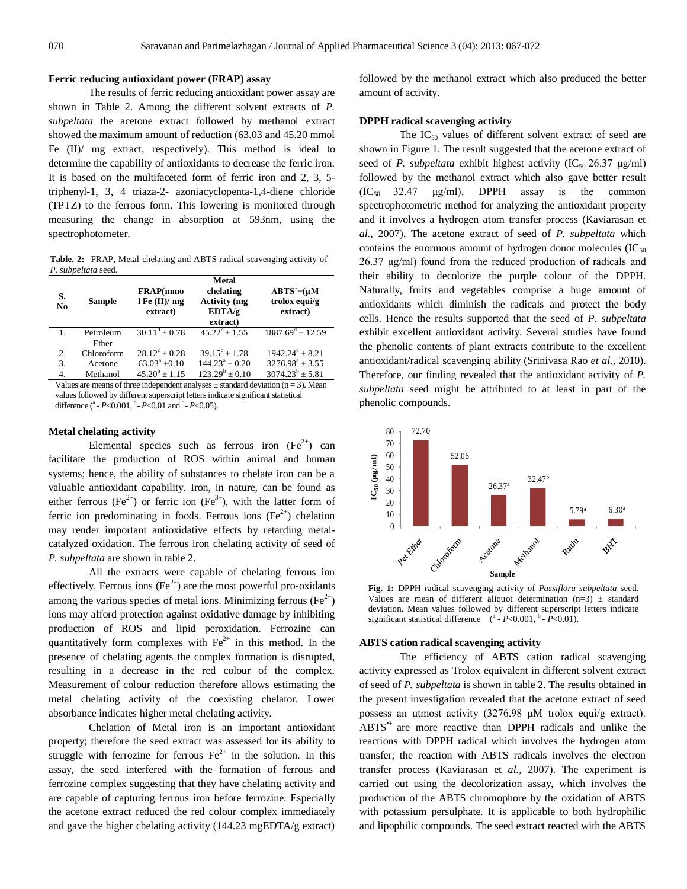### Ferric reducing antioxidant power (FRAP) assay

The results of ferric reducing antioxidant power assay are shown in Table 2. Among the different solvent extracts of *P. subpeltata* the acetone extract followed by methanol extract showed the maximum amount of reduction (63.03 and 45.20 mmol Fe (II)/ mg extract, respectively). This method is ideal to determine the capability of antioxidants to decrease the ferric iron. It is based on the multifaceted form of ferric iron and 2, 3, 5-triphenyl-1, 3, 4 triaza-2- azoniacyclopenta-1,4-diene chloride (TPTZ) to the ferrous form. This lowering is monitored through measuring the change in absorption at 593nm, using the spectrophotometer.

**Table. 2:** FRAP, Metal chelating and ABTS radical scavenging activity of *P. subpeltata* seed.

| S. No | Sample | FRAP(mmol Fe (II)/ mg extract) | Metal chelating Activity (mg EDTA/g extract) | $ABTS^{\cdot+}$(μM trolox equi/g extract) |
|---|---|---|---|---|
| 1. | Petroleum Ether | $30.11^{d} \pm 0.78$ | $45.22^{d} \pm 1.55$ | $1887.69^{d} \pm 12.59$ |
| 2. | Chloroform | $28.12^{c} \pm 0.28$ | $39.15^{c} \pm 1.78$ | $1942.24^{c} \pm 8.21$ |
| 3. | Acetone | $63.03^{a} \pm 0.10$ | $144.23^{a} \pm 0.20$ | $3276.98^{a} \pm 3.55$ |
| 4. | Methanol | $45.20^{b} \pm 1.15$ | $123.29^{b} \pm 0.10$ | $3074.23^{b} \pm 5.81$ |

Values are means of three independent analyses ± standard deviation (n = 3). Mean values followed by different superscript letters indicate significant statistical difference ($^{a}$ - $P<0.001$, $^{b}$ - $P<0.01$ and $^{c}$ - $P<0.05$).

### Metal chelating activity

Elemental species such as ferrous iron ($Fe^{2+}$) can facilitate the production of ROS within animal and human systems; hence, the ability of substances to chelate iron can be a valuable antioxidant capability. Iron, in nature, can be found as either ferrous ($Fe^{2+}$) or ferric ion ($Fe^{3+}$), with the latter form of ferric ion predominating in foods. Ferrous ions ($Fe^{2+}$) chelation may render important antioxidative effects by retarding metal-catalyzed oxidation. The ferrous iron chelating activity of seed of *P. subpeltata* are shown in table 2.

All the extracts were capable of chelating ferrous ion effectively. Ferrous ions ($Fe^{2+}$) are the most powerful pro-oxidants among the various species of metal ions. Minimizing ferrous ($Fe^{2+}$) ions may afford protection against oxidative damage by inhibiting production of ROS and lipid peroxidation. Ferrozine can quantitatively form complexes with $Fe^{2+}$ in this method. In the presence of chelating agents the complex formation is disrupted, resulting in a decrease in the red colour of the complex. Measurement of colour reduction therefore allows estimating the metal chelating activity of the coexisting chelator. Lower absorbance indicates higher metal chelating activity.

Chelation of Metal iron is an important antioxidant property; therefore the seed extract was assessed for its ability to struggle with ferrozine for ferrous $Fe^{2+}$ in the solution. In this assay, the seed interfered with the formation of ferrous and ferrozine complex suggesting that they have chelating activity and are capable of capturing ferrous iron before ferrozine. Especially the acetone extract reduced the red colour complex immediately and gave the higher chelating activity (144.23 mgEDTA/g extract) followed by the methanol extract which also produced the better amount of activity.

### DPPH radical scavenging activity

The $IC_{50}$ values of different solvent extract of seed are shown in Figure 1. The result suggested that the acetone extract of seed of *P. subpeltata* exhibit highest activity ($IC_{50}$ 26.37 μg/ml) followed by the methanol extract which also gave better result ($IC_{50}$ 32.47 μg/ml). DPPH assay is the common spectrophotometric method for analyzing the antioxidant property and it involves a hydrogen atom transfer process (Kaviarasan et *al.,* 2007). The acetone extract of seed of *P. subpeltata* which contains the enormous amount of hydrogen donor molecules ($IC_{50}$ 26.37 μg/ml) found from the reduced production of radicals and their ability to decolorize the purple colour of the DPPH. Naturally, fruits and vegetables comprise a huge amount of antioxidants which diminish the radicals and protect the body cells. Hence the results supported that the seed of *P. subpeltata* exhibit excellent antioxidant activity. Several studies have found the phenolic contents of plant extracts contribute to the excellent antioxidant/radical scavenging ability (Srinivasa Rao *et al.,* 2010). Therefore, our finding revealed that the antioxidant activity of *P. subpeltata* seed might be attributed to at least in part of the phenolic compounds.

| Sample | $IC_{50}$ (μg/ml) |
|---|---|
| Pet Ether | 72.70 |
| Chloroform | 52.06 |
| Acetone | $26.37^{a}$ |
| Methanol | $32.47^{b}$ |
| Rutin | $5.79^{a}$ |
| BHT | $6.30^{a}$ |

**Fig. 1:** DPPH radical scavenging activity of *Passiflora subpeltata* seed. Values are mean of different aliquot determination (n=3) ± standard deviation. Mean values followed by different superscript letters indicate significant statistical difference ($^{a}$ - $P<0.001$, $^{b}$ - $P<0.01$).

### ABTS cation radical scavenging activity

The efficiency of ABTS cation radical scavenging activity expressed as Trolox equivalent in different solvent extract of seed of *P. subpeltata* is shown in table 2. The results obtained in the present investigation revealed that the acetone extract of seed possess an utmost activity (3276.98 μM trolox equi/g extract). $ABTS^{\cdot+}$ are more reactive than DPPH radicals and unlike the reactions with DPPH radical which involves the hydrogen atom transfer; the reaction with ABTS radicals involves the electron transfer process (Kaviarasan et *al.,* 2007). The experiment is carried out using the decolorization assay, which involves the production of the ABTS chromophore by the oxidation of ABTS with potassium persulphate. It is applicable to both hydrophilic and lipophilic compounds. The seed extract reacted with the ABTS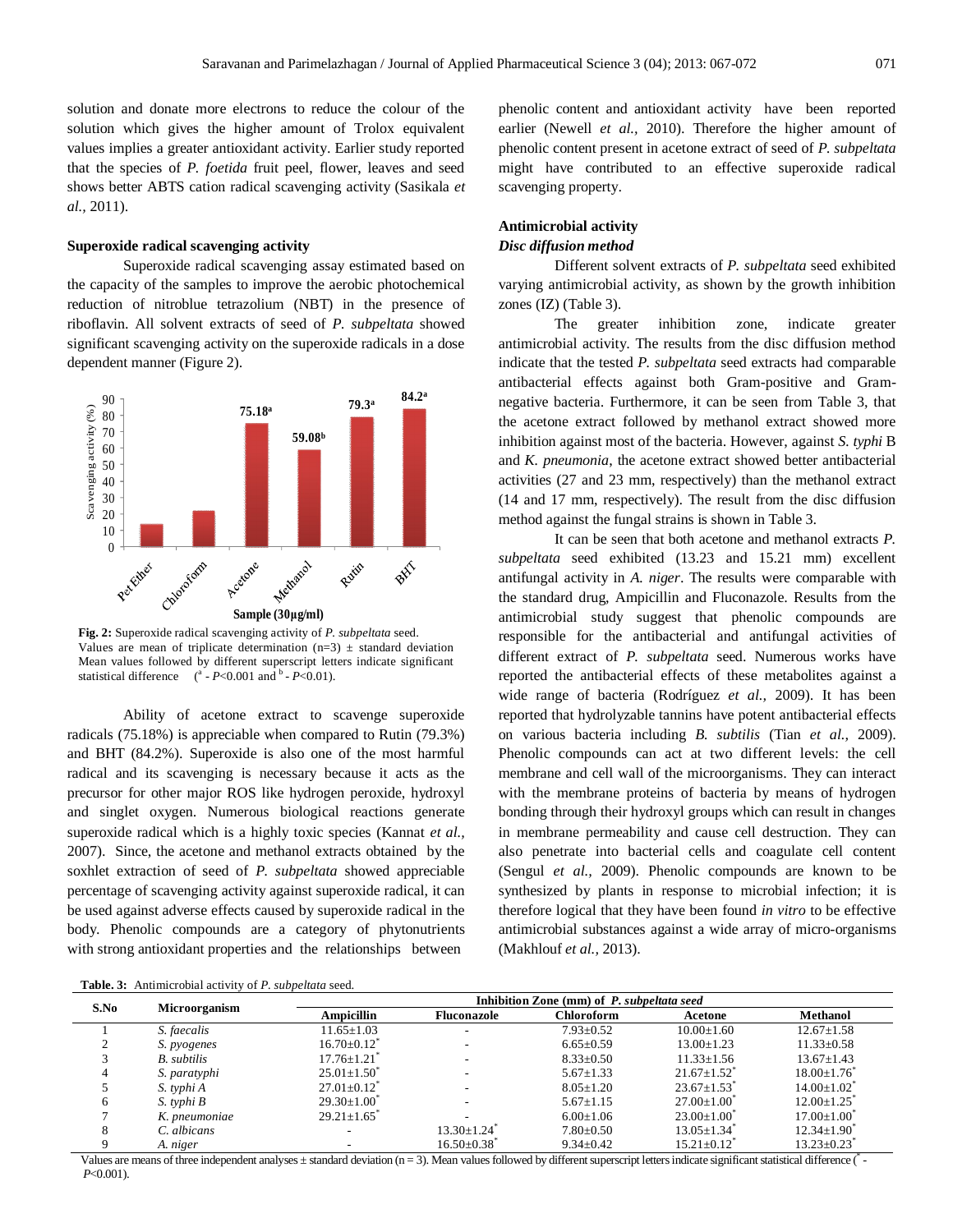solution and donate more electrons to reduce the colour of the solution which gives the higher amount of Trolox equivalent values implies a greater antioxidant activity. Earlier study reported that the species of *P. foetida* fruit peel, flower, leaves and seed shows better ABTS cation radical scavenging activity (Sasikala *et al.,* 2011).

#### Superoxide radical scavenging activity

Superoxide radical scavenging assay estimated based on the capacity of the samples to improve the aerobic photochemical reduction of nitroblue tetrazolium (NBT) in the presence of riboflavin. All solvent extracts of seed of *P. subpeltata* showed significant scavenging activity on the superoxide radicals in a dose dependent manner (Figure 2).

**Fig. 2:** Superoxide radical scavenging activity of *P. subpeltata* seed. Values are mean of triplicate determination (n=3) ± standard deviation Mean values followed by different superscript letters indicate significant statistical difference ([a] - $P$<0.001 and [b] - $P$<0.01).

Ability of acetone extract to scavenge superoxide radicals (75.18%) is appreciable when compared to Rutin (79.3%) and BHT (84.2%). Superoxide is also one of the most harmful radical and its scavenging is necessary because it acts as the precursor for other major ROS like hydrogen peroxide, hydroxyl and singlet oxygen. Numerous biological reactions generate superoxide radical which is a highly toxic species (Kannat *et al.,* 2007). Since, the acetone and methanol extracts obtained by the soxhlet extraction of seed of *P. subpeltata* showed appreciable percentage of scavenging activity against superoxide radical, it can be used against adverse effects caused by superoxide radical in the body. Phenolic compounds are a category of phytonutrients with strong antioxidant properties and the relationships between phenolic content and antioxidant activity have been reported earlier (Newell *et al.,* 2010). Therefore the higher amount of phenolic content present in acetone extract of seed of *P. subpeltata* might have contributed to an effective superoxide radical scavenging property.

#### Antimicrobial activity

##### *Disc diffusion method*

Different solvent extracts of *P. subpeltata* seed exhibited varying antimicrobial activity, as shown by the growth inhibition zones (IZ) (Table 3).

The greater inhibition zone, indicate greater antimicrobial activity. The results from the disc diffusion method indicate that the tested *P. subpeltata* seed extracts had comparable antibacterial effects against both Gram-positive and Gram-negative bacteria. Furthermore, it can be seen from Table 3, that the acetone extract followed by methanol extract showed more inhibition against most of the bacteria. However, against *S. typhi* B and *K. pneumonia,* the acetone extract showed better antibacterial activities (27 and 23 mm, respectively) than the methanol extract (14 and 17 mm, respectively). The result from the disc diffusion method against the fungal strains is shown in Table 3.

It can be seen that both acetone and methanol extracts *P. subpeltata* seed exhibited (13.23 and 15.21 mm) excellent antifungal activity in *A. niger*. The results were comparable with the standard drug, Ampicillin and Fluconazole. Results from the antimicrobial study suggest that phenolic compounds are responsible for the antibacterial and antifungal activities of different extract of *P. subpeltata* seed. Numerous works have reported the antibacterial effects of these metabolites against a wide range of bacteria (Rodríguez *et al.,* 2009). It has been reported that hydrolyzable tannins have potent antibacterial effects on various bacteria including *B. subtilis* (Tian *et al.,* 2009). Phenolic compounds can act at two different levels: the cell membrane and cell wall of the microorganisms. They can interact with the membrane proteins of bacteria by means of hydrogen bonding through their hydroxyl groups which can result in changes in membrane permeability and cause cell destruction. They can also penetrate into bacterial cells and coagulate cell content (Sengul *et al.,* 2009). Phenolic compounds are known to be synthesized by plants in response to microbial infection; it is therefore logical that they have been found *in vitro* to be effective antimicrobial substances against a wide array of micro-organisms (Makhlouf *et al.,* 2013).

**Table. 3:** Antimicrobial activity of *P. subpeltata* seed.

| S.No | Microorganism | Inhibition Zone (mm) of *P. subpeltata seed* | | | | |
|---|---|---|---|---|---|---|
| | | Ampicillin | Fluconazole | Chloroform | Acetone | Methanol |
| 1 | *S. faecalis* | 11.65±1.03 | - | 7.93±0.52 | 10.00±1.60 | 12.67±1.58 |
| 2 | *S. pyogenes* | 16.70±0.12* | - | 6.65±0.59 | 13.00±1.23 | 11.33±0.58 |
| 3 | *B. subtilis* | 17.76±1.21* | - | 8.33±0.50 | 11.33±1.56 | 13.67±1.43 |
| 4 | *S. paratyphi* | 25.01±1.50* | - | 5.67±1.33 | 21.67±1.52* | 18.00±1.76* |
| 5 | *S. typhi A* | 27.01±0.12* | - | 8.05±1.20 | 23.67±1.53* | 14.00±1.02* |
| 6 | *S. typhi B* | 29.30±1.00* | - | 5.67±1.15 | 27.00±1.00* | 12.00±1.25* |
| 7 | *K. pneumoniae* | 29.21±1.65* | - | 6.00±1.06 | 23.00±1.00* | 17.00±1.00* |
| 8 | *C. albicans* | - | 13.30±1.24* | 7.80±0.50 | 13.05±1.34* | 12.34±1.90* |
| 9 | *A. niger* | - | 16.50±0.38* | 9.34±0.42 | 15.21±0.12* | 13.23±0.23* |

Values are means of three independent analyses ± standard deviation (n = 3). Mean values followed by different superscript letters indicate significant statistical difference (* - $P$<0.001).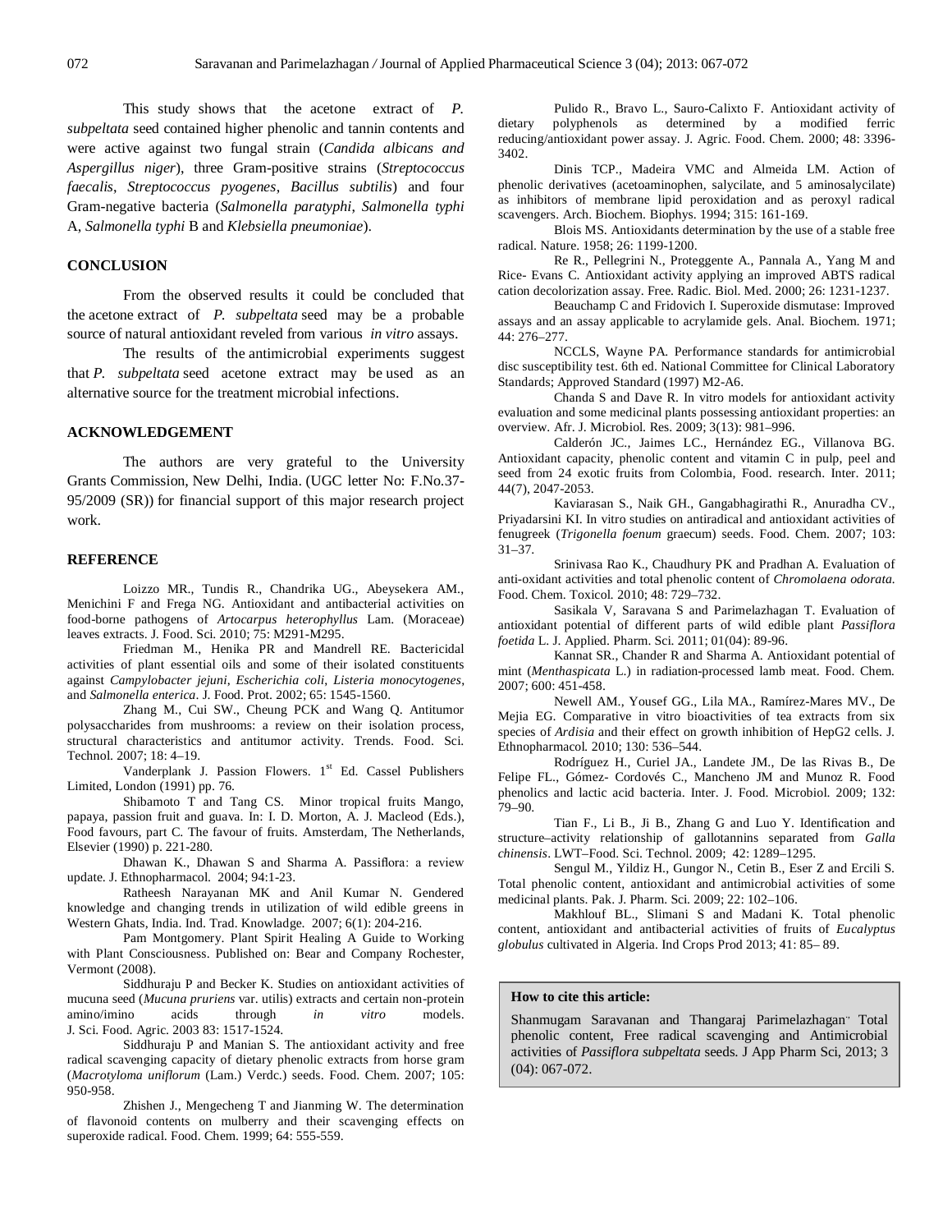This study shows that the acetone extract of *P. subpeltata* seed contained higher phenolic and tannin contents and were active against two fungal strain (*Candida albicans and Aspergillus niger*), three Gram-positive strains (*Streptococcus faecalis*, *Streptococcus pyogenes*, *Bacillus subtilis*) and four Gram-negative bacteria (*Salmonella paratyphi*, *Salmonella typhi* A, *Salmonella typhi* B and *Klebsiella pneumoniae*).

## CONCLUSION

From the observed results it could be concluded that the acetone extract of *P. subpeltata* seed may be a probable source of natural antioxidant reveled from various *in vitro* assays.

The results of the antimicrobial experiments suggest that *P. subpeltata* seed acetone extract may be used as an alternative source for the treatment microbial infections.

## ACKNOWLEDGEMENT

The authors are very grateful to the University Grants Commission, New Delhi, India. (UGC letter No: F.No.37-95/2009 (SR)) for financial support of this major research project work.

## REFERENCE

Loizzo MR., Tundis R., Chandrika UG., Abeysekera AM., Menichini F and Frega NG. Antioxidant and antibacterial activities on food-borne pathogens of *Artocarpus heterophyllus* Lam. (Moraceae) leaves extracts. J. Food. Sci. 2010; 75: M291-M295.

Friedman M., Henika PR and Mandrell RE. Bactericidal activities of plant essential oils and some of their isolated constituents against *Campylobacter jejuni*, *Escherichia coli*, *Listeria monocytogenes*, and *Salmonella enterica*. J. Food. Prot. 2002; 65: 1545-1560.

Zhang M., Cui SW., Cheung PCK and Wang Q. Antitumor polysaccharides from mushrooms: a review on their isolation process, structural characteristics and antitumor activity. Trends. Food. Sci. Technol. 2007; 18: 4–19.

Vanderplank J. Passion Flowers. 1st Ed. Cassel Publishers Limited, London (1991) pp. 76.

Shibamoto T and Tang CS. Minor tropical fruits Mango, papaya, passion fruit and guava. In: I. D. Morton, A. J. Macleod (Eds.), Food favours, part C. The favour of fruits. Amsterdam, The Netherlands, Elsevier (1990) p. 221-280.

Dhawan K., Dhawan S and Sharma A. Passiflora: a review update. J. Ethnopharmacol. 2004; 94:1-23.

Ratheesh Narayanan MK and Anil Kumar N. Gendered knowledge and changing trends in utilization of wild edible greens in Western Ghats, India. Ind. Trad. Knowladge. 2007; 6(1): 204-216.

Pam Montgomery. Plant Spirit Healing A Guide to Working with Plant Consciousness. Published on: Bear and Company Rochester, Vermont (2008).

Siddhuraju P and Becker K. Studies on antioxidant activities of mucuna seed (*Mucuna pruriens* var. utilis) extracts and certain non-protein amino/imino acids through *in vitro* models. J. Sci. Food. Agric. 2003 83: 1517-1524.

Siddhuraju P and Manian S. The antioxidant activity and free radical scavenging capacity of dietary phenolic extracts from horse gram (*Macrotyloma uniflorum* (Lam.) Verdc.) seeds. Food. Chem. 2007; 105: 950-958.

Zhishen J., Mengecheng T and Jianming W. The determination of flavonoid contents on mulberry and their scavenging effects on superoxide radical. Food. Chem. 1999; 64: 555-559.

Pulido R., Bravo L., Sauro-Calixto F. Antioxidant activity of dietary polyphenols as determined by a modified ferric reducing/antioxidant power assay. J. Agric. Food. Chem. 2000; 48: 3396-3402.

Dinis TCP., Madeira VMC and Almeida LM. Action of phenolic derivatives (acetoaminophen, salycilate, and 5 aminosalycilate) as inhibitors of membrane lipid peroxidation and as peroxyl radical scavengers. Arch. Biochem. Biophys. 1994; 315: 161-169.

Blois MS. Antioxidants determination by the use of a stable free radical. Nature. 1958; 26: 1199-1200.

Re R., Pellegrini N., Proteggente A., Pannala A., Yang M and Rice- Evans C. Antioxidant activity applying an improved ABTS radical cation decolorization assay. Free. Radic. Biol. Med. 2000; 26: 1231-1237.

Beauchamp C and Fridovich I. Superoxide dismutase: Improved assays and an assay applicable to acrylamide gels. Anal. Biochem. 1971; 44: 276–277.

NCCLS, Wayne PA. Performance standards for antimicrobial disc susceptibility test. 6th ed. National Committee for Clinical Laboratory Standards; Approved Standard (1997) M2-A6.

Chanda S and Dave R. In vitro models for antioxidant activity evaluation and some medicinal plants possessing antioxidant properties: an overview. Afr. J. Microbiol. Res. 2009; 3(13): 981–996.

Calderón JC., Jaimes LC., Hernández EG., Villanova BG. Antioxidant capacity, phenolic content and vitamin C in pulp, peel and seed from 24 exotic fruits from Colombia, Food. research. Inter. 2011; 44(7), 2047-2053.

Kaviarasan S., Naik GH., Gangabhagirathi R., Anuradha CV., Priyadarsini KI. In vitro studies on antiradical and antioxidant activities of fenugreek (*Trigonella foenum* graecum) seeds. Food. Chem. 2007; 103: 31–37.

Srinivasa Rao K., Chaudhury PK and Pradhan A. Evaluation of anti-oxidant activities and total phenolic content of *Chromolaena odorata.* Food. Chem. Toxicol. 2010; 48: 729–732.

Sasikala V, Saravana S and Parimelazhagan T. Evaluation of antioxidant potential of different parts of wild edible plant *Passiflora foetida* L. J. Applied. Pharm. Sci. 2011; 01(04): 89-96.

Kannat SR., Chander R and Sharma A. Antioxidant potential of mint (*Menthaspicata* L.) in radiation-processed lamb meat. Food. Chem. 2007; 600: 451-458.

Newell AM., Yousef GG., Lila MA., Ramírez-Mares MV., De Mejia EG. Comparative in vitro bioactivities of tea extracts from six species of *Ardisia* and their effect on growth inhibition of HepG2 cells. J. Ethnopharmacol. 2010; 130: 536–544.

Rodríguez H., Curiel JA., Landete JM., De las Rivas B., De Felipe FL., Gómez- Cordovés C., Mancheno JM and Munoz R. Food phenolics and lactic acid bacteria. Inter. J. Food. Microbiol. 2009; 132: 79–90.

Tian F., Li B., Ji B., Zhang G and Luo Y. Identification and structure–activity relationship of gallotannins separated from *Galla chinensis*. LWT–Food. Sci. Technol. 2009; 42: 1289–1295.

Sengul M., Yildiz H., Gungor N., Cetin B., Eser Z and Ercili S. Total phenolic content, antioxidant and antimicrobial activities of some medicinal plants. Pak. J. Pharm. Sci. 2009; 22: 102–106.

Makhlouf BL., Slimani S and Madani K. Total phenolic content, antioxidant and antibacterial activities of fruits of *Eucalyptus globulus* cultivated in Algeria. Ind Crops Prod 2013; 41: 85– 89.

**How to cite this article:**

Shanmugam Saravanan and Thangaraj Parimelazhagan. Total phenolic content, Free radical scavenging and Antimicrobial activities of *Passiflora subpeltata* seeds. J App Pharm Sci, 2013; 3 (04): 067-072.